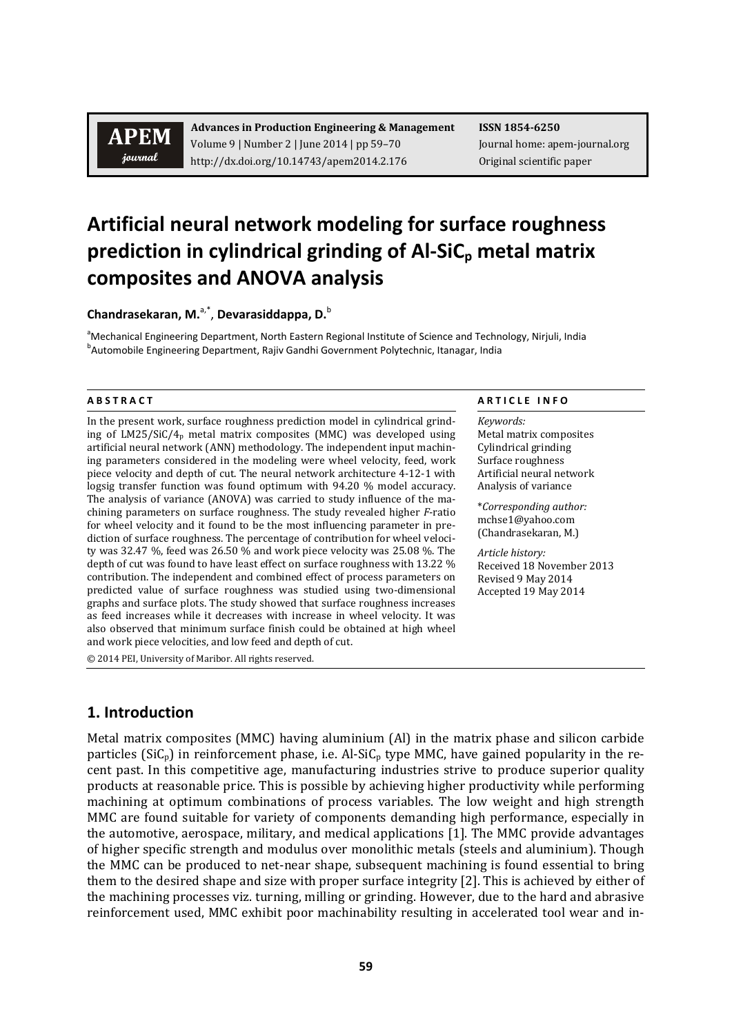# Artificial neural network modeling for surface roughness prediction in cylindrical grinding of Al-SiC$_p$ metal matrix composites and ANOVA analysis

**Chandrasekaran, M.**[a,*], **Devarasiddappa, D.**[b]

[a]Mechanical Engineering Department, North Eastern Regional Institute of Science and Technology, Nirjuli, India
[b]Automobile Engineering Department, Rajiv Gandhi Government Polytechnic, Itanagar, India

**A B S T R A C T**

In the present work, surface roughness prediction model in cylindrical grinding of LM25/SiC/4$_p$ metal matrix composites (MMC) was developed using artificial neural network (ANN) methodology. The independent input machining parameters considered in the modeling were wheel velocity, feed, work piece velocity and depth of cut. The neural network architecture 4-12-1 with logsig transfer function was found optimum with 94.20 % model accuracy. The analysis of variance (ANOVA) was carried to study influence of the machining parameters on surface roughness. The study revealed higher *F*-ratio for wheel velocity and it found to be the most influencing parameter in prediction of surface roughness. The percentage of contribution for wheel velocity was 32.47 %, feed was 26.50 % and work piece velocity was 25.08 %. The depth of cut was found to have least effect on surface roughness with 13.22 % contribution. The independent and combined effect of process parameters on predicted value of surface roughness was studied using two-dimensional graphs and surface plots. The study showed that surface roughness increases as feed increases while it decreases with increase in wheel velocity. It was also observed that minimum surface finish could be obtained at high wheel and work piece velocities, and low feed and depth of cut.

© 2014 PEI, University of Maribor. All rights reserved.

**A R T I C L E I N F O**

*Keywords:*
Metal matrix composites
Cylindrical grinding
Surface roughness
Artificial neural network
Analysis of variance

*\*Corresponding author:*
mchse1@yahoo.com
(Chandrasekaran, M.)

*Article history:*
Received 18 November 2013
Revised 9 May 2014
Accepted 19 May 2014

## 1. Introduction

Metal matrix composites (MMC) having aluminium (Al) in the matrix phase and silicon carbide particles (SiC$_p$) in reinforcement phase, i.e. Al-SiC$_p$ type MMC, have gained popularity in the recent past. In this competitive age, manufacturing industries strive to produce superior quality products at reasonable price. This is possible by achieving higher productivity while performing machining at optimum combinations of process variables. The low weight and high strength MMC are found suitable for variety of components demanding high performance, especially in the automotive, aerospace, military, and medical applications [1]. The MMC provide advantages of higher specific strength and modulus over monolithic metals (steels and aluminium). Though the MMC can be produced to net-near shape, subsequent machining is found essential to bring them to the desired shape and size with proper surface integrity [2]. This is achieved by either of the machining processes viz. turning, milling or grinding. However, due to the hard and abrasive reinforcement used, MMC exhibit poor machinability resulting in accelerated tool wear and in-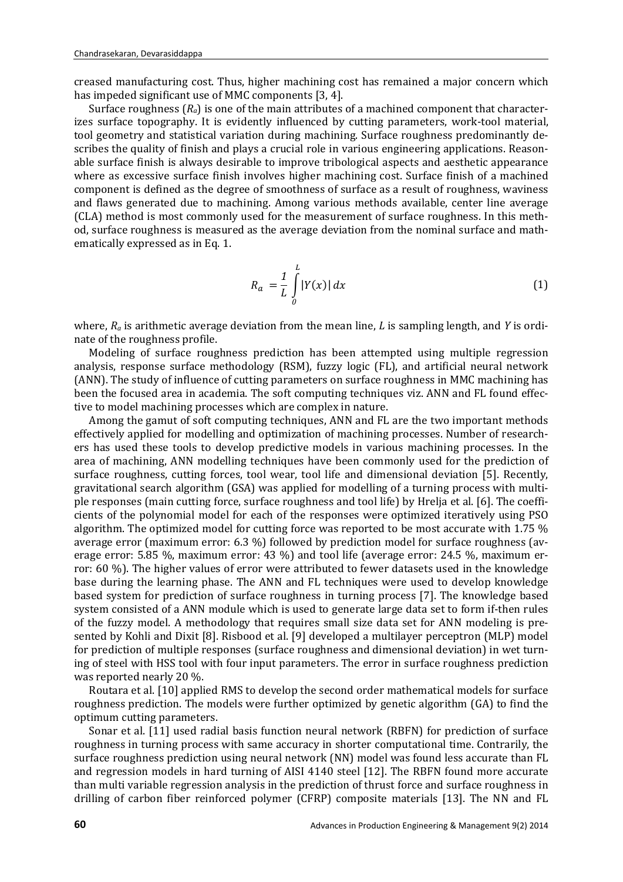creased manufacturing cost. Thus, higher machining cost has remained a major concern which has impeded significant use of MMC components [3, 4].

Surface roughness ($R_a$) is one of the main attributes of a machined component that characterizes surface topography. It is evidently influenced by cutting parameters, work-tool material, tool geometry and statistical variation during machining. Surface roughness predominantly describes the quality of finish and plays a crucial role in various engineering applications. Reasonable surface finish is always desirable to improve tribological aspects and aesthetic appearance where as excessive surface finish involves higher machining cost. Surface finish of a machined component is defined as the degree of smoothness of surface as a result of roughness, waviness and flaws generated due to machining. Among various methods available, center line average (CLA) method is most commonly used for the measurement of surface roughness. In this method, surface roughness is measured as the average deviation from the nominal surface and mathematically expressed as in Eq. 1.

$$R_a = \frac{1}{L} \int_0^L |Y(x)| \, dx \tag{1}$$

where, $R_a$ is arithmetic average deviation from the mean line, $L$ is sampling length, and $Y$ is ordinate of the roughness profile.

Modeling of surface roughness prediction has been attempted using multiple regression analysis, response surface methodology (RSM), fuzzy logic (FL), and artificial neural network (ANN). The study of influence of cutting parameters on surface roughness in MMC machining has been the focused area in academia. The soft computing techniques viz. ANN and FL found effective to model machining processes which are complex in nature.

Among the gamut of soft computing techniques, ANN and FL are the two important methods effectively applied for modelling and optimization of machining processes. Number of researchers has used these tools to develop predictive models in various machining processes. In the area of machining, ANN modelling techniques have been commonly used for the prediction of surface roughness, cutting forces, tool wear, tool life and dimensional deviation [5]. Recently, gravitational search algorithm (GSA) was applied for modelling of a turning process with multiple responses (main cutting force, surface roughness and tool life) by Hrelja et al. [6]. The coefficients of the polynomial model for each of the responses were optimized iteratively using PSO algorithm. The optimized model for cutting force was reported to be most accurate with 1.75 % average error (maximum error: 6.3 %) followed by prediction model for surface roughness (average error: 5.85 %, maximum error: 43 %) and tool life (average error: 24.5 %, maximum error: 60 %). The higher values of error were attributed to fewer datasets used in the knowledge base during the learning phase. The ANN and FL techniques were used to develop knowledge based system for prediction of surface roughness in turning process [7]. The knowledge based system consisted of a ANN module which is used to generate large data set to form if-then rules of the fuzzy model. A methodology that requires small size data set for ANN modeling is presented by Kohli and Dixit [8]. Risbood et al. [9] developed a multilayer perceptron (MLP) model for prediction of multiple responses (surface roughness and dimensional deviation) in wet turning of steel with HSS tool with four input parameters. The error in surface roughness prediction was reported nearly 20 %.

Routara et al. [10] applied RMS to develop the second order mathematical models for surface roughness prediction. The models were further optimized by genetic algorithm (GA) to find the optimum cutting parameters.

Sonar et al. [11] used radial basis function neural network (RBFN) for prediction of surface roughness in turning process with same accuracy in shorter computational time. Contrarily, the surface roughness prediction using neural network (NN) model was found less accurate than FL and regression models in hard turning of AISI 4140 steel [12]. The RBFN found more accurate than multi variable regression analysis in the prediction of thrust force and surface roughness in drilling of carbon fiber reinforced polymer (CFRP) composite materials [13]. The NN and FL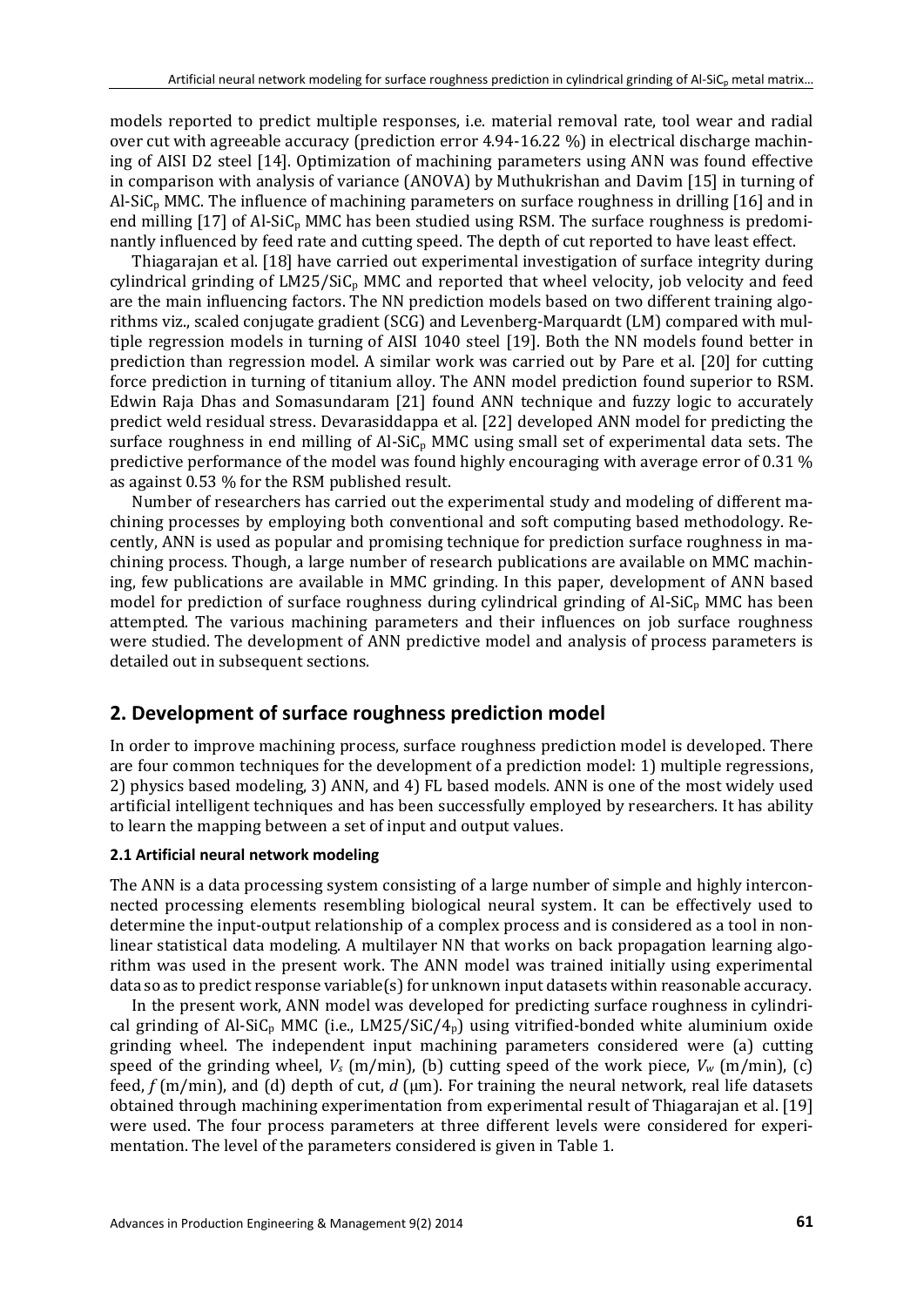models reported to predict multiple responses, i.e. material removal rate, tool wear and radial over cut with agreeable accuracy (prediction error 4.94-16.22 %) in electrical discharge machining of AISI D2 steel [14]. Optimization of machining parameters using ANN was found effective in comparison with analysis of variance (ANOVA) by Muthukrishan and Davim [15] in turning of Al-$SiC_p$ MMC. The influence of machining parameters on surface roughness in drilling [16] and in end milling [17] of Al-$SiC_p$ MMC has been studied using RSM. The surface roughness is predominantly influenced by feed rate and cutting speed. The depth of cut reported to have least effect.

Thiagarajan et al. [18] have carried out experimental investigation of surface integrity during cylindrical grinding of LM25/$SiC_p$ MMC and reported that wheel velocity, job velocity and feed are the main influencing factors. The NN prediction models based on two different training algorithms viz., scaled conjugate gradient (SCG) and Levenberg-Marquardt (LM) compared with multiple regression models in turning of AISI 1040 steel [19]. Both the NN models found better in prediction than regression model. A similar work was carried out by Pare et al. [20] for cutting force prediction in turning of titanium alloy. The ANN model prediction found superior to RSM. Edwin Raja Dhas and Somasundaram [21] found ANN technique and fuzzy logic to accurately predict weld residual stress. Devarasiddappa et al. [22] developed ANN model for predicting the surface roughness in end milling of Al-$SiC_p$ MMC using small set of experimental data sets. The predictive performance of the model was found highly encouraging with average error of 0.31 % as against 0.53 % for the RSM published result.

Number of researchers has carried out the experimental study and modeling of different machining processes by employing both conventional and soft computing based methodology. Recently, ANN is used as popular and promising technique for prediction surface roughness in machining process. Though, a large number of research publications are available on MMC machining, few publications are available in MMC grinding. In this paper, development of ANN based model for prediction of surface roughness during cylindrical grinding of Al-$SiC_p$ MMC has been attempted. The various machining parameters and their influences on job surface roughness were studied. The development of ANN predictive model and analysis of process parameters is detailed out in subsequent sections.

## 2. Development of surface roughness prediction model

In order to improve machining process, surface roughness prediction model is developed. There are four common techniques for the development of a prediction model: 1) multiple regressions, 2) physics based modeling, 3) ANN, and 4) FL based models. ANN is one of the most widely used artificial intelligent techniques and has been successfully employed by researchers. It has ability to learn the mapping between a set of input and output values.

### 2.1 Artificial neural network modeling

The ANN is a data processing system consisting of a large number of simple and highly interconnected processing elements resembling biological neural system. It can be effectively used to determine the input-output relationship of a complex process and is considered as a tool in nonlinear statistical data modeling. A multilayer NN that works on back propagation learning algorithm was used in the present work. The ANN model was trained initially using experimental data so as to predict response variable(s) for unknown input datasets within reasonable accuracy.

In the present work, ANN model was developed for predicting surface roughness in cylindrical grinding of Al-$SiC_p$ MMC (i.e., LM25/SiC/$4_p$) using vitrified-bonded white aluminium oxide grinding wheel. The independent input machining parameters considered were (a) cutting speed of the grinding wheel, $V_s$ (m/min), (b) cutting speed of the work piece, $V_w$ (m/min), (c) feed, $f$ (m/min), and (d) depth of cut, $d$ (μm). For training the neural network, real life datasets obtained through machining experimentation from experimental result of Thiagarajan et al. [19] were used. The four process parameters at three different levels were considered for experimentation. The level of the parameters considered is given in Table 1.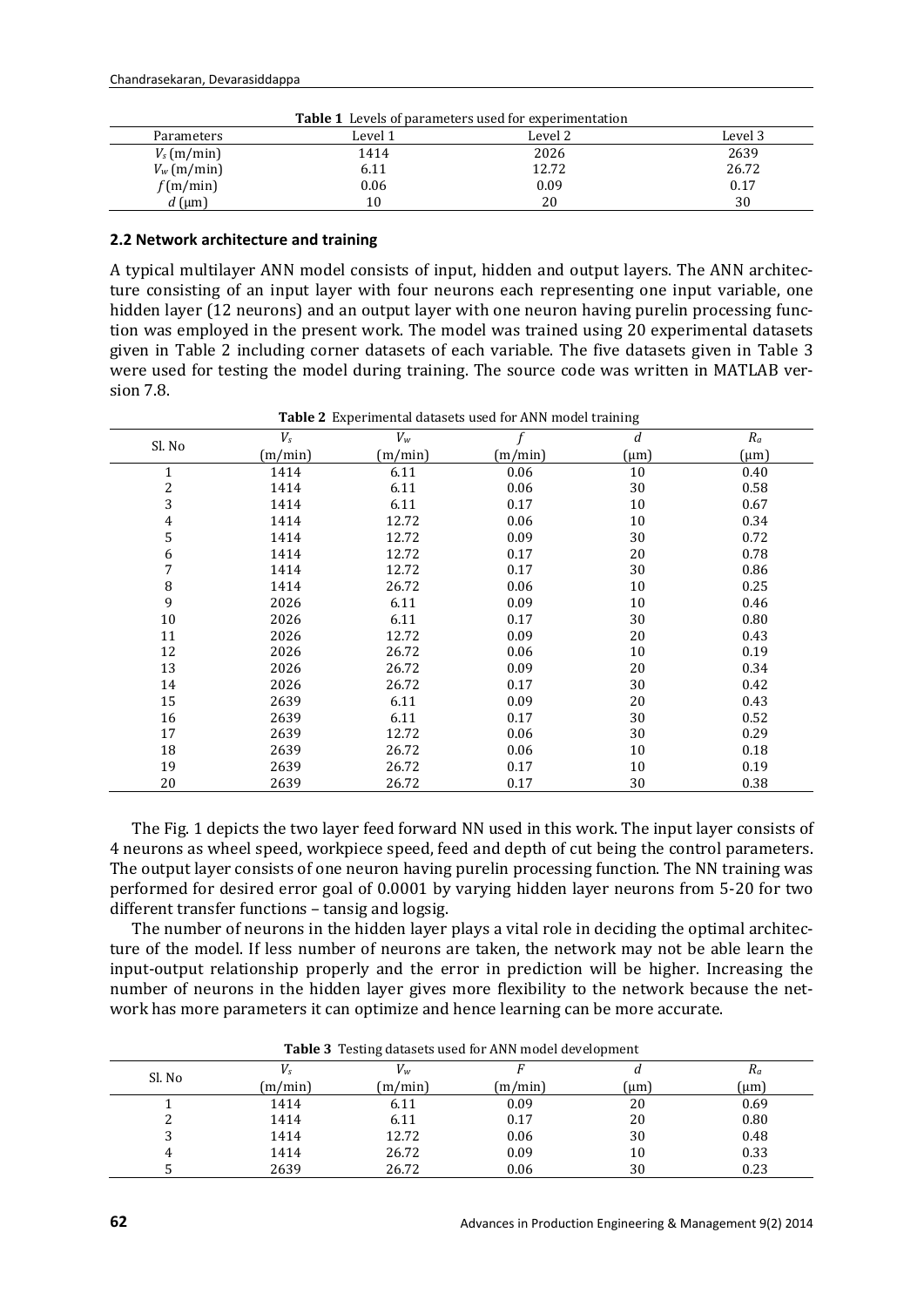**Table 1** Levels of parameters used for experimentation

| Parameters | Level 1 | Level 2 | Level 3 |
|---|---|---|---|
| $V_s$ (m/min) | 1414 | 2026 | 2639 |
| $V_w$ (m/min) | 6.11 | 12.72 | 26.72 |
| $f$ (m/min) | 0.06 | 0.09 | 0.17 |
| $d$ (μm) | 10 | 20 | 30 |

### 2.2 Network architecture and training

A typical multilayer ANN model consists of input, hidden and output layers. The ANN architecture consisting of an input layer with four neurons each representing one input variable, one hidden layer (12 neurons) and an output layer with one neuron having purelin processing function was employed in the present work. The model was trained using 20 experimental datasets given in Table 2 including corner datasets of each variable. The five datasets given in Table 3 were used for testing the model during training. The source code was written in MATLAB version 7.8.

**Table 2** Experimental datasets used for ANN model training

| Sl. No | $V_s$ (m/min) | $V_w$ (m/min) | $f$ (m/min) | $d$ (μm) | $R_a$ (μm) |
|---|---|---|---|---|---|
| 1 | 1414 | 6.11 | 0.06 | 10 | 0.40 |
| 2 | 1414 | 6.11 | 0.06 | 30 | 0.58 |
| 3 | 1414 | 6.11 | 0.17 | 10 | 0.67 |
| 4 | 1414 | 12.72 | 0.06 | 10 | 0.34 |
| 5 | 1414 | 12.72 | 0.09 | 30 | 0.72 |
| 6 | 1414 | 12.72 | 0.17 | 20 | 0.78 |
| 7 | 1414 | 12.72 | 0.17 | 30 | 0.86 |
| 8 | 1414 | 26.72 | 0.06 | 10 | 0.25 |
| 9 | 2026 | 6.11 | 0.09 | 10 | 0.46 |
| 10 | 2026 | 6.11 | 0.17 | 30 | 0.80 |
| 11 | 2026 | 12.72 | 0.09 | 20 | 0.43 |
| 12 | 2026 | 26.72 | 0.06 | 10 | 0.19 |
| 13 | 2026 | 26.72 | 0.09 | 20 | 0.34 |
| 14 | 2026 | 26.72 | 0.17 | 30 | 0.42 |
| 15 | 2639 | 6.11 | 0.09 | 20 | 0.43 |
| 16 | 2639 | 6.11 | 0.17 | 30 | 0.52 |
| 17 | 2639 | 12.72 | 0.06 | 30 | 0.29 |
| 18 | 2639 | 26.72 | 0.06 | 10 | 0.18 |
| 19 | 2639 | 26.72 | 0.17 | 10 | 0.19 |
| 20 | 2639 | 26.72 | 0.17 | 30 | 0.38 |

The Fig. 1 depicts the two layer feed forward NN used in this work. The input layer consists of 4 neurons as wheel speed, workpiece speed, feed and depth of cut being the control parameters. The output layer consists of one neuron having purelin processing function. The NN training was performed for desired error goal of 0.0001 by varying hidden layer neurons from 5-20 for two different transfer functions – tansig and logsig.

The number of neurons in the hidden layer plays a vital role in deciding the optimal architecture of the model. If less number of neurons are taken, the network may not be able learn the input-output relationship properly and the error in prediction will be higher. Increasing the number of neurons in the hidden layer gives more flexibility to the network because the network has more parameters it can optimize and hence learning can be more accurate.

**Table 3** Testing datasets used for ANN model development

| Sl. No | $V_s$ (m/min) | $V_w$ (m/min) | $F$ (m/min) | $d$ (μm) | $R_a$ (μm) |
|---|---|---|---|---|---|
| 1 | 1414 | 6.11 | 0.09 | 20 | 0.69 |
| 2 | 1414 | 6.11 | 0.17 | 20 | 0.80 |
| 3 | 1414 | 12.72 | 0.06 | 30 | 0.48 |
| 4 | 1414 | 26.72 | 0.09 | 10 | 0.33 |
| 5 | 2639 | 26.72 | 0.06 | 30 | 0.23 |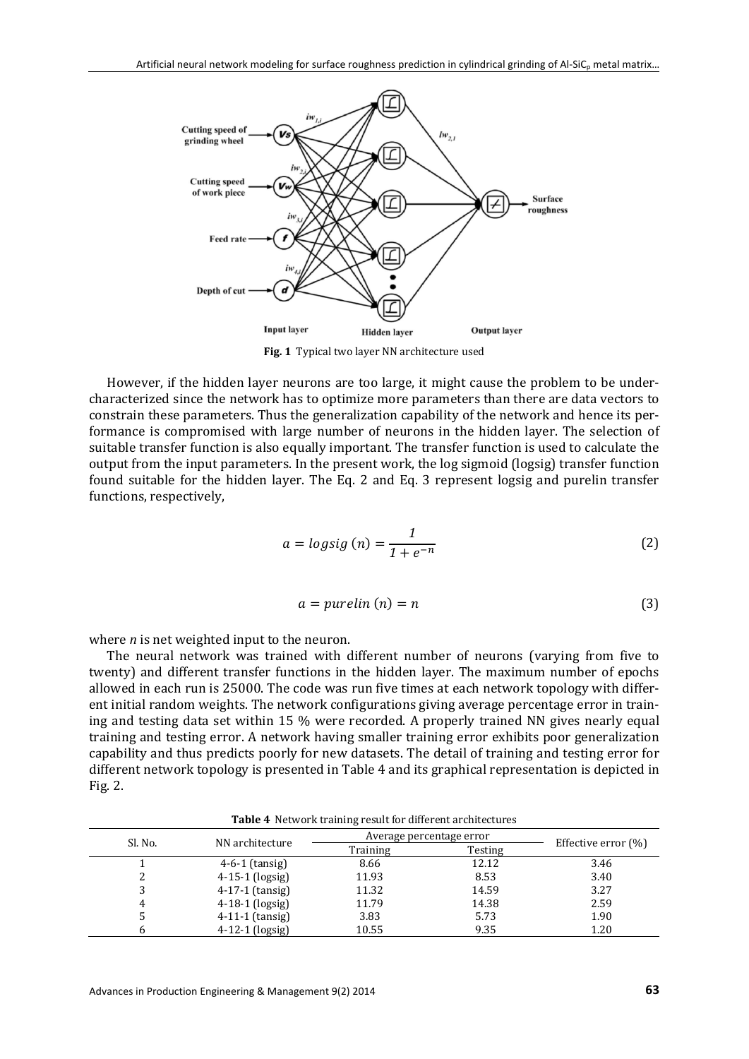**Fig. 1** Typical two layer NN architecture used

However, if the hidden layer neurons are too large, it might cause the problem to be under-characterized since the network has to optimize more parameters than there are data vectors to constrain these parameters. Thus the generalization capability of the network and hence its performance is compromised with large number of neurons in the hidden layer. The selection of suitable transfer function is also equally important. The transfer function is used to calculate the output from the input parameters. In the present work, the log sigmoid (logsig) transfer function found suitable for the hidden layer. The Eq. 2 and Eq. 3 represent logsig and purelin transfer functions, respectively,

$$a = logsig\ (n) = \frac{1}{1 + e^{-n}} \tag{2}$$

$$a = purelin\ (n) = n \tag{3}$$

where *n* is net weighted input to the neuron.

The neural network was trained with different number of neurons (varying from five to twenty) and different transfer functions in the hidden layer. The maximum number of epochs allowed in each run is 25000. The code was run five times at each network topology with different initial random weights. The network configurations giving average percentage error in training and testing data set within 15 % were recorded. A properly trained NN gives nearly equal training and testing error. A network having smaller training error exhibits poor generalization capability and thus predicts poorly for new datasets. The detail of training and testing error for different network topology is presented in Table 4 and its graphical representation is depicted in Fig. 2.

**Table 4** Network training result for different architectures

| Sl. No. | NN architecture | Average percentage error | | Effective error (%) |
|---|---|---|---|---|
| | | Training | Testing | |
| 1 | 4-6-1 (tansig) | 8.66 | 12.12 | 3.46 |
| 2 | 4-15-1 (logsig) | 11.93 | 8.53 | 3.40 |
| 3 | 4-17-1 (tansig) | 11.32 | 14.59 | 3.27 |
| 4 | 4-18-1 (logsig) | 11.79 | 14.38 | 2.59 |
| 5 | 4-11-1 (tansig) | 3.83 | 5.73 | 1.90 |
| 6 | 4-12-1 (logsig) | 10.55 | 9.35 | 1.20 |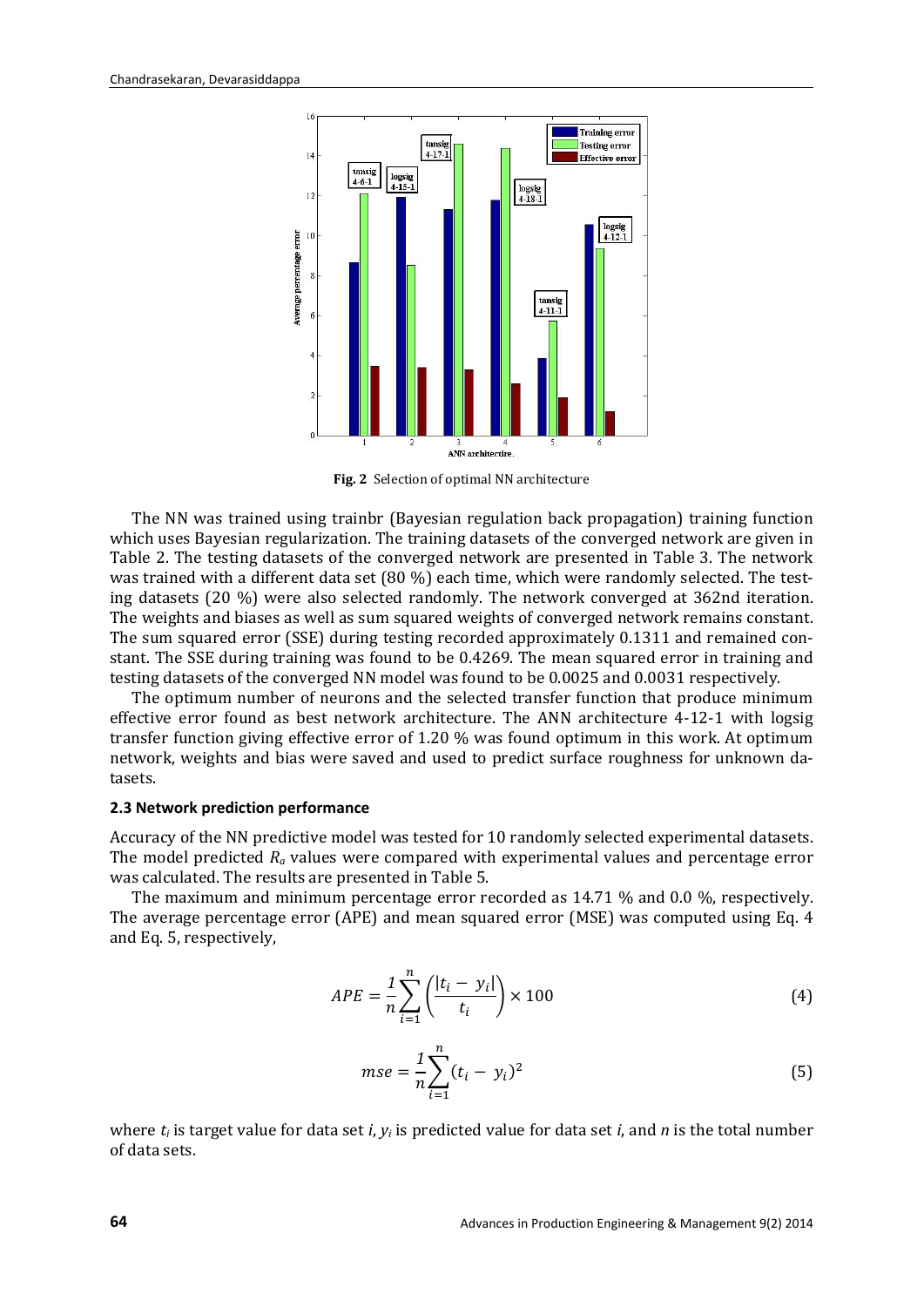Fig. 2 Selection of optimal NN architecture

The NN was trained using trainbr (Bayesian regulation back propagation) training function which uses Bayesian regularization. The training datasets of the converged network are given in Table 2. The testing datasets of the converged network are presented in Table 3. The network was trained with a different data set (80 %) each time, which were randomly selected. The testing datasets (20 %) were also selected randomly. The network converged at 362nd iteration. The weights and biases as well as sum squared weights of converged network remains constant. The sum squared error (SSE) during testing recorded approximately 0.1311 and remained constant. The SSE during training was found to be 0.4269. The mean squared error in training and testing datasets of the converged NN model was found to be 0.0025 and 0.0031 respectively.

The optimum number of neurons and the selected transfer function that produce minimum effective error found as best network architecture. The ANN architecture 4-12-1 with logsig transfer function giving effective error of 1.20 % was found optimum in this work. At optimum network, weights and bias were saved and used to predict surface roughness for unknown datasets.

### 2.3 Network prediction performance

Accuracy of the NN predictive model was tested for 10 randomly selected experimental datasets. The model predicted $R_a$ values were compared with experimental values and percentage error was calculated. The results are presented in Table 5.

The maximum and minimum percentage error recorded as 14.71 % and 0.0 %, respectively. The average percentage error (APE) and mean squared error (MSE) was computed using Eq. 4 and Eq. 5, respectively,

$$APE = \frac{1}{n}\sum_{i=1}^{n}\left(\frac{|t_i - y_i|}{t_i}\right) \times 100 \tag{4}$$

$$mse = \frac{1}{n}\sum_{i=1}^{n}(t_i - y_i)^2 \tag{5}$$

where $t_i$ is target value for data set $i$, $y_i$ is predicted value for data set $i$, and $n$ is the total number of data sets.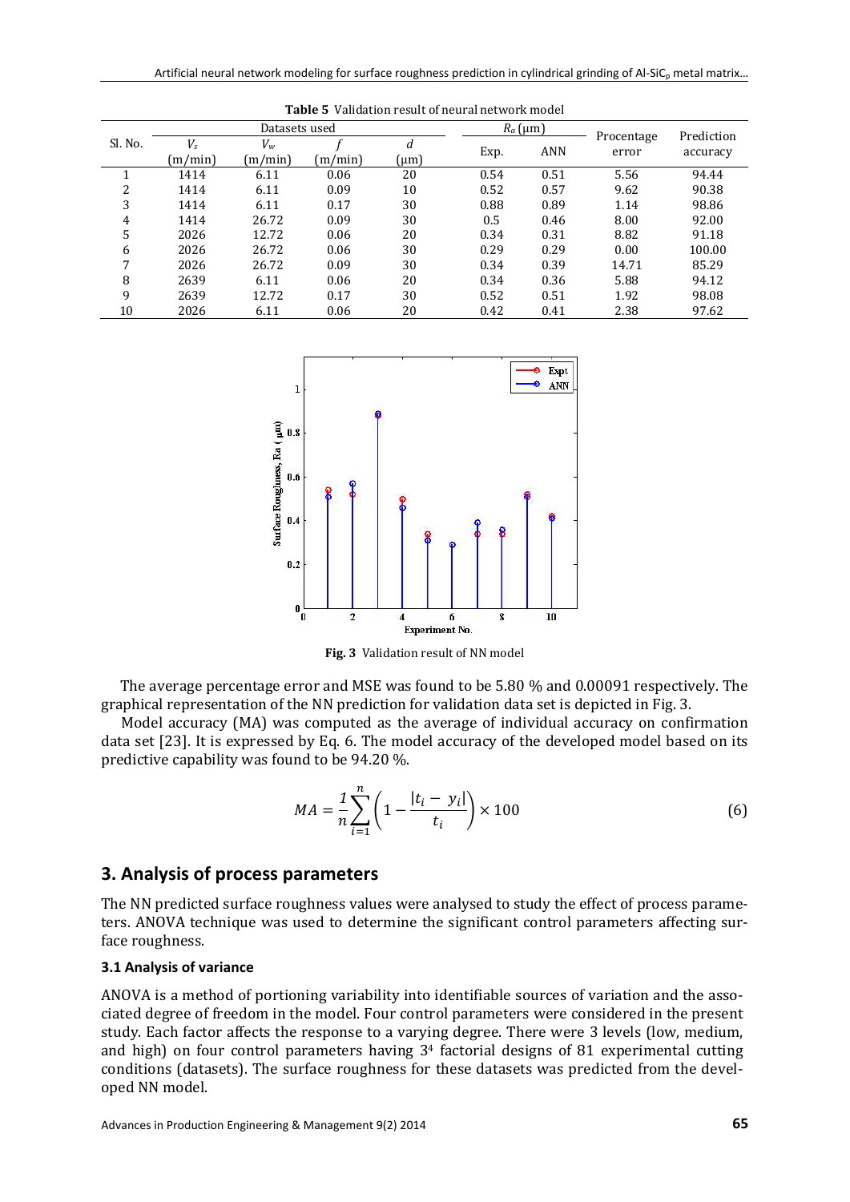**Table 5** Validation result of neural network model

| Sl. No. | Datasets used | | | | $R_a$ (μm) | | Procentage error | Prediction accuracy |
|---|---|---|---|---|---|---|---|---|
| | $V_s$ (m/min) | $V_w$ (m/min) | $f$ (m/min) | $d$ (μm) | Exp. | ANN | | |
| 1 | 1414 | 6.11 | 0.06 | 20 | 0.54 | 0.51 | 5.56 | 94.44 |
| 2 | 1414 | 6.11 | 0.09 | 10 | 0.52 | 0.57 | 9.62 | 90.38 |
| 3 | 1414 | 6.11 | 0.17 | 30 | 0.88 | 0.89 | 1.14 | 98.86 |
| 4 | 1414 | 26.72 | 0.09 | 30 | 0.5 | 0.46 | 8.00 | 92.00 |
| 5 | 2026 | 12.72 | 0.06 | 20 | 0.34 | 0.31 | 8.82 | 91.18 |
| 6 | 2026 | 26.72 | 0.06 | 30 | 0.29 | 0.29 | 0.00 | 100.00 |
| 7 | 2026 | 26.72 | 0.09 | 30 | 0.34 | 0.39 | 14.71 | 85.29 |
| 8 | 2639 | 6.11 | 0.06 | 20 | 0.34 | 0.36 | 5.88 | 94.12 |
| 9 | 2639 | 12.72 | 0.17 | 30 | 0.52 | 0.51 | 1.92 | 98.08 |
| 10 | 2026 | 6.11 | 0.06 | 20 | 0.42 | 0.41 | 2.38 | 97.62 |

**Fig. 3** Validation result of NN model

The average percentage error and MSE was found to be 5.80 % and 0.00091 respectively. The graphical representation of the NN prediction for validation data set is depicted in Fig. 3.

Model accuracy (MA) was computed as the average of individual accuracy on confirmation data set [23]. It is expressed by Eq. 6. The model accuracy of the developed model based on its predictive capability was found to be 94.20 %.

$$MA = \frac{1}{n}\sum_{i=1}^{n}\left(1 - \frac{|t_i - y_i|}{t_i}\right) \times 100 \tag{6}$$

## 3. Analysis of process parameters

The NN predicted surface roughness values were analysed to study the effect of process parameters. ANOVA technique was used to determine the significant control parameters affecting surface roughness.

### 3.1 Analysis of variance

ANOVA is a method of portioning variability into identifiable sources of variation and the associated degree of freedom in the model. Four control parameters were considered in the present study. Each factor affects the response to a varying degree. There were 3 levels (low, medium, and high) on four control parameters having $3^4$ factorial designs of 81 experimental cutting conditions (datasets). The surface roughness for these datasets was predicted from the developed NN model.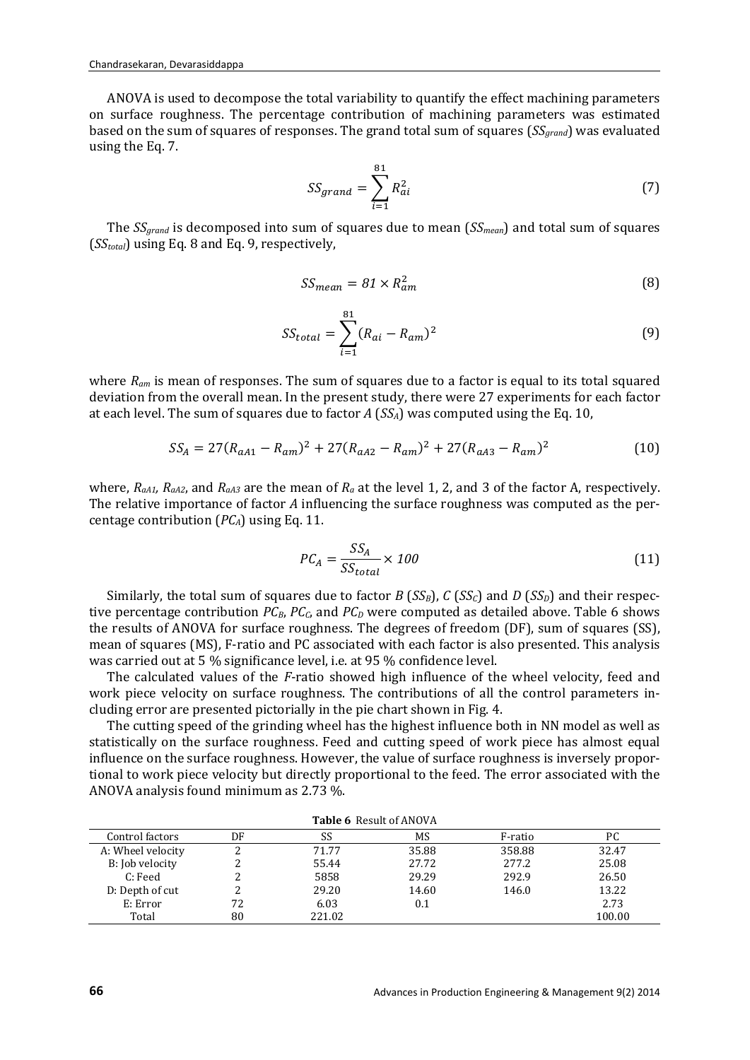ANOVA is used to decompose the total variability to quantify the effect machining parameters on surface roughness. The percentage contribution of machining parameters was estimated based on the sum of squares of responses. The grand total sum of squares ($SS_{grand}$) was evaluated using the Eq. 7.

$$SS_{grand} = \sum_{i=1}^{81} R_{ai}^2 \tag{7}$$

The $SS_{grand}$ is decomposed into sum of squares due to mean ($SS_{mean}$) and total sum of squares ($SS_{total}$) using Eq. 8 and Eq. 9, respectively,

$$SS_{mean} = 81 \times R_{am}^2 \tag{8}$$

$$SS_{total} = \sum_{i=1}^{81} (R_{ai} - R_{am})^2 \tag{9}$$

where $R_{am}$ is mean of responses. The sum of squares due to a factor is equal to its total squared deviation from the overall mean. In the present study, there were 27 experiments for each factor at each level. The sum of squares due to factor $A$ ($SS_A$) was computed using the Eq. 10,

$$SS_A = 27(R_{aA1} - R_{am})^2 + 27(R_{aA2} - R_{am})^2 + 27(R_{aA3} - R_{am})^2 \tag{10}$$

where, $R_{aA1}$, $R_{aA2}$, and $R_{aA3}$ are the mean of $R_a$ at the level 1, 2, and 3 of the factor A, respectively. The relative importance of factor $A$ influencing the surface roughness was computed as the percentage contribution ($PC_A$) using Eq. 11.

$$PC_A = \frac{SS_A}{SS_{total}} \times 100 \tag{11}$$

Similarly, the total sum of squares due to factor $B$ ($SS_B$), $C$ ($SS_C$) and $D$ ($SS_D$) and their respective percentage contribution $PC_B$, $PC_C$, and $PC_D$ were computed as detailed above. Table 6 shows the results of ANOVA for surface roughness. The degrees of freedom (DF), sum of squares (SS), mean of squares (MS), F-ratio and PC associated with each factor is also presented. This analysis was carried out at 5 % significance level, i.e. at 95 % confidence level.

The calculated values of the $F$-ratio showed high influence of the wheel velocity, feed and work piece velocity on surface roughness. The contributions of all the control parameters including error are presented pictorially in the pie chart shown in Fig. 4.

The cutting speed of the grinding wheel has the highest influence both in NN model as well as statistically on the surface roughness. Feed and cutting speed of work piece has almost equal influence on the surface roughness. However, the value of surface roughness is inversely proportional to work piece velocity but directly proportional to the feed. The error associated with the ANOVA analysis found minimum as 2.73 %.

**Table 6** Result of ANOVA

| Control factors | DF | SS | MS | F-ratio | PC |
|---|---|---|---|---|---|
| A: Wheel velocity | 2 | 71.77 | 35.88 | 358.88 | 32.47 |
| B: Job velocity | 2 | 55.44 | 27.72 | 277.2 | 25.08 |
| C: Feed | 2 | 5858 | 29.29 | 292.9 | 26.50 |
| D: Depth of cut | 2 | 29.20 | 14.60 | 146.0 | 13.22 |
| E: Error | 72 | 6.03 | 0.1 | | 2.73 |
| Total | 80 | 221.02 | | | 100.00 |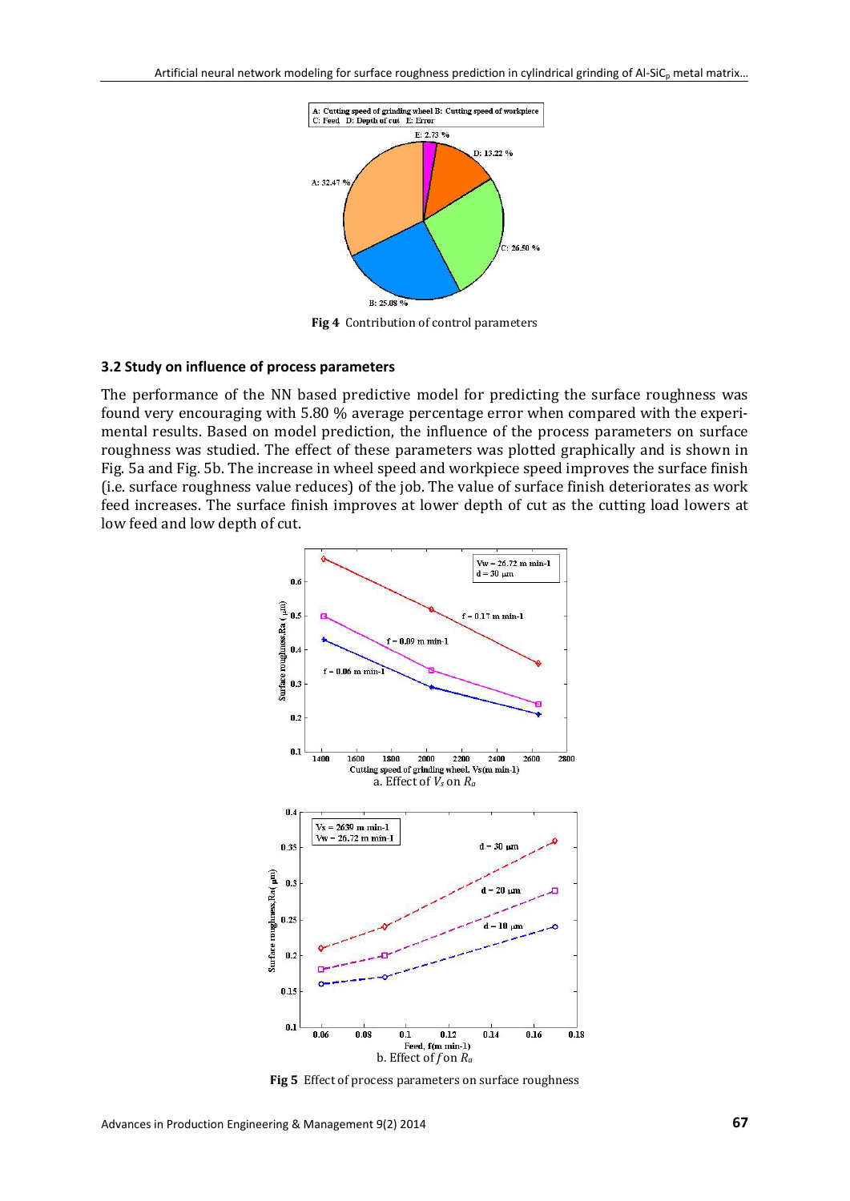Fig 4 Contribution of control parameters

### 3.2 Study on influence of process parameters

The performance of the NN based predictive model for predicting the surface roughness was found very encouraging with 5.80 % average percentage error when compared with the experimental results. Based on model prediction, the influence of the process parameters on surface roughness was studied. The effect of these parameters was plotted graphically and is shown in Fig. 5a and Fig. 5b. The increase in wheel speed and workpiece speed improves the surface finish (i.e. surface roughness value reduces) of the job. The value of surface finish deteriorates as work feed increases. The surface finish improves at lower depth of cut as the cutting load lowers at low feed and low depth of cut.

a. Effect of $V_s$ on $R_a$

b. Effect of $f$ on $R_a$

Fig 5 Effect of process parameters on surface roughness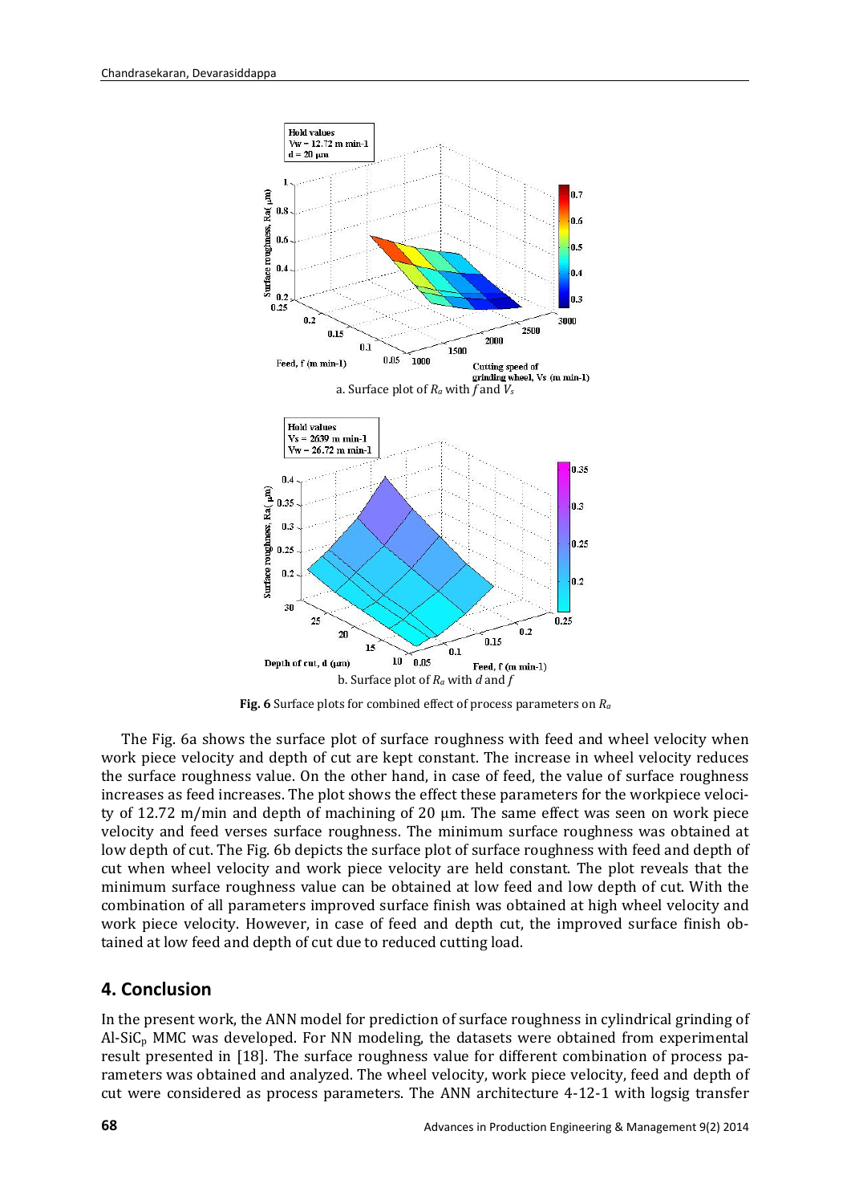a. Surface plot of $R_a$ with $f$ and $V_s$

b. Surface plot of $R_a$ with $d$ and $f$

**Fig. 6** Surface plots for combined effect of process parameters on $R_a$

The Fig. 6a shows the surface plot of surface roughness with feed and wheel velocity when work piece velocity and depth of cut are kept constant. The increase in wheel velocity reduces the surface roughness value. On the other hand, in case of feed, the value of surface roughness increases as feed increases. The plot shows the effect these parameters for the workpiece velocity of 12.72 m/min and depth of machining of 20 µm. The same effect was seen on work piece velocity and feed verses surface roughness. The minimum surface roughness was obtained at low depth of cut. The Fig. 6b depicts the surface plot of surface roughness with feed and depth of cut when wheel velocity and work piece velocity are held constant. The plot reveals that the minimum surface roughness value can be obtained at low feed and low depth of cut. With the combination of all parameters improved surface finish was obtained at high wheel velocity and work piece velocity. However, in case of feed and depth cut, the improved surface finish obtained at low feed and depth of cut due to reduced cutting load.

## 4. Conclusion

In the present work, the ANN model for prediction of surface roughness in cylindrical grinding of Al-$SiC_p$ MMC was developed. For NN modeling, the datasets were obtained from experimental result presented in [18]. The surface roughness value for different combination of process parameters was obtained and analyzed. The wheel velocity, work piece velocity, feed and depth of cut were considered as process parameters. The ANN architecture 4-12-1 with logsig transfer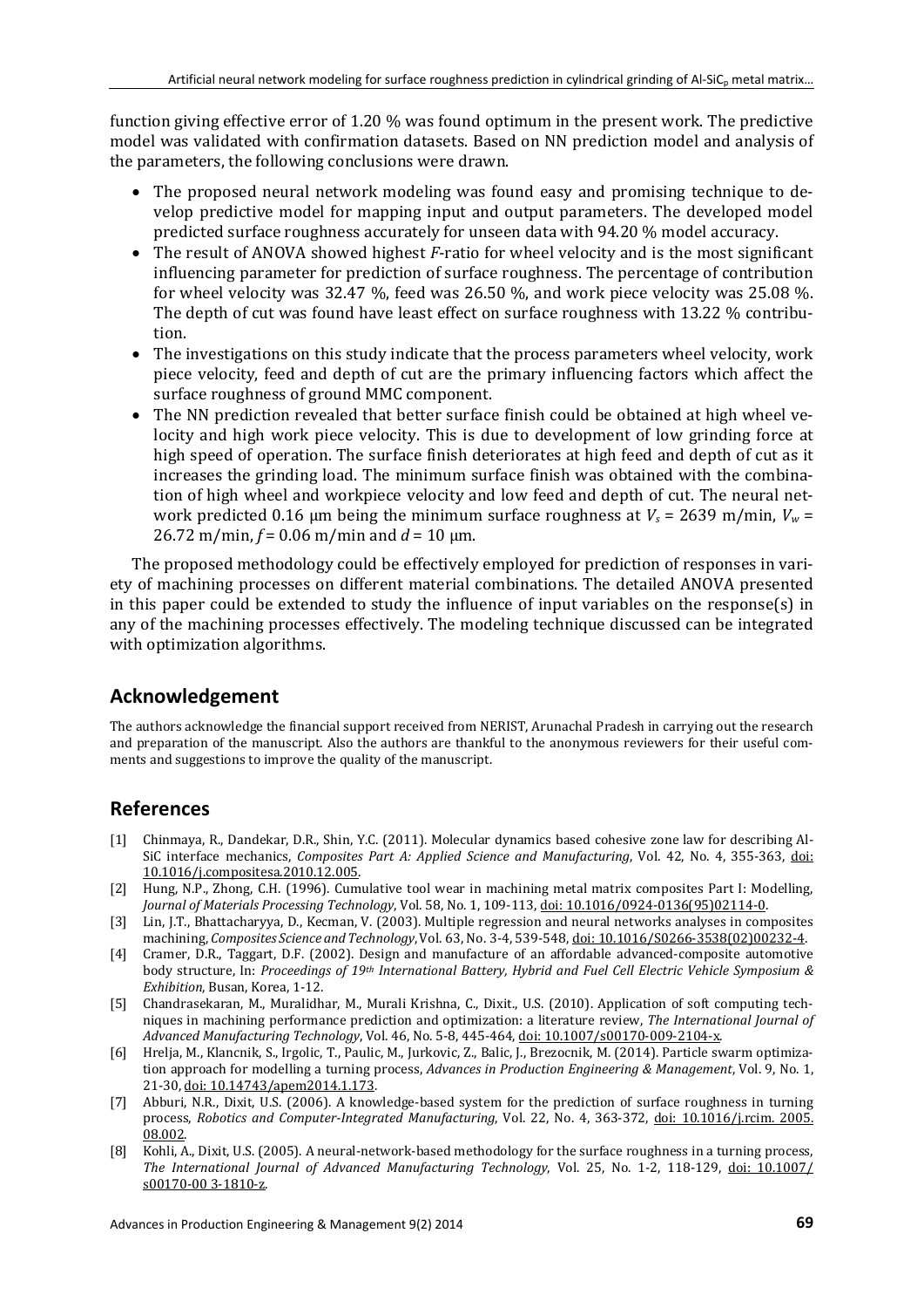function giving effective error of 1.20 % was found optimum in the present work. The predictive model was validated with confirmation datasets. Based on NN prediction model and analysis of the parameters, the following conclusions were drawn.

- The proposed neural network modeling was found easy and promising technique to develop predictive model for mapping input and output parameters. The developed model predicted surface roughness accurately for unseen data with 94.20 % model accuracy.
- The result of ANOVA showed highest *F*-ratio for wheel velocity and is the most significant influencing parameter for prediction of surface roughness. The percentage of contribution for wheel velocity was 32.47 %, feed was 26.50 %, and work piece velocity was 25.08 %. The depth of cut was found have least effect on surface roughness with 13.22 % contribution.
- The investigations on this study indicate that the process parameters wheel velocity, work piece velocity, feed and depth of cut are the primary influencing factors which affect the surface roughness of ground MMC component.
- The NN prediction revealed that better surface finish could be obtained at high wheel velocity and high work piece velocity. This is due to development of low grinding force at high speed of operation. The surface finish deteriorates at high feed and depth of cut as it increases the grinding load. The minimum surface finish was obtained with the combination of high wheel and workpiece velocity and low feed and depth of cut. The neural network predicted 0.16 μm being the minimum surface roughness at $V_s$ = 2639 m/min, $V_w$ = 26.72 m/min, $f$ = 0.06 m/min and $d$ = 10 μm.

The proposed methodology could be effectively employed for prediction of responses in variety of machining processes on different material combinations. The detailed ANOVA presented in this paper could be extended to study the influence of input variables on the response(s) in any of the machining processes effectively. The modeling technique discussed can be integrated with optimization algorithms.

## Acknowledgement

The authors acknowledge the financial support received from NERIST, Arunachal Pradesh in carrying out the research and preparation of the manuscript. Also the authors are thankful to the anonymous reviewers for their useful comments and suggestions to improve the quality of the manuscript.

## References

[1] Chinmaya, R., Dandekar, D.R., Shin, Y.C. (2011). Molecular dynamics based cohesive zone law for describing Al-SiC interface mechanics, *Composites Part A: Applied Science and Manufacturing*, Vol. 42, No. 4, 355-363, doi: 10.1016/j.compositesa.2010.12.005.

[2] Hung, N.P., Zhong, C.H. (1996). Cumulative tool wear in machining metal matrix composites Part I: Modelling, *Journal of Materials Processing Technology*, Vol. 58, No. 1, 109-113, doi: 10.1016/0924-0136(95)02114-0.

[3] Lin, J.T., Bhattacharyya, D., Kecman, V. (2003). Multiple regression and neural networks analyses in composites machining, *Composites Science and Technology*, Vol. 63, No. 3-4, 539-548, doi: 10.1016/S0266-3538(02)00232-4.

[4] Cramer, D.R., Taggart, D.F. (2002). Design and manufacture of an affordable advanced-composite automotive body structure, In: *Proceedings of 19th International Battery, Hybrid and Fuel Cell Electric Vehicle Symposium & Exhibition*, Busan, Korea, 1-12.

[5] Chandrasekaran, M., Muralidhar, M., Murali Krishna, C., Dixit., U.S. (2010). Application of soft computing techniques in machining performance prediction and optimization: a literature review, *The International Journal of Advanced Manufacturing Technology*, Vol. 46, No. 5-8, 445-464, doi: 10.1007/s00170-009-2104-x.

[6] Hrelja, M., Klancnik, S., Irgolic, T., Paulic, M., Jurkovic, Z., Balic, J., Brezocnik, M. (2014). Particle swarm optimization approach for modelling a turning process, *Advances in Production Engineering & Management*, Vol. 9, No. 1, 21-30, doi: 10.14743/apem2014.1.173.

[7] Abburi, N.R., Dixit, U.S. (2006). A knowledge-based system for the prediction of surface roughness in turning process, *Robotics and Computer-Integrated Manufacturing*, Vol. 22, No. 4, 363-372, doi: 10.1016/j.rcim. 2005.08.002.

[8] Kohli, A., Dixit, U.S. (2005). A neural-network-based methodology for the surface roughness in a turning process, *The International Journal of Advanced Manufacturing Technology*, Vol. 25, No. 1-2, 118-129, doi: 10.1007/s00170-00 3-1810-z.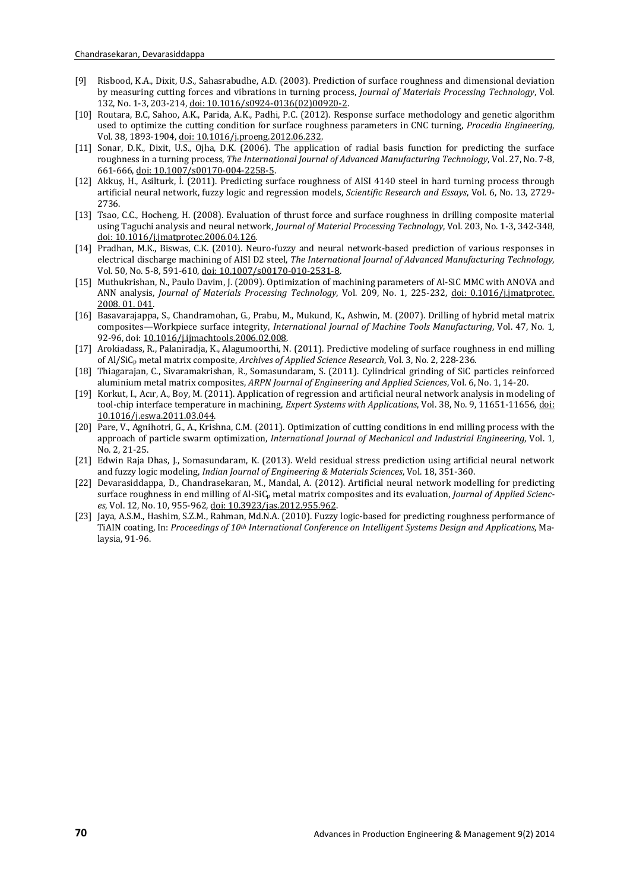[9] Risbood, K.A., Dixit, U.S., Sahasrabudhe, A.D. (2003). Prediction of surface roughness and dimensional deviation by measuring cutting forces and vibrations in turning process, *Journal of Materials Processing Technology*, Vol. 132, No. 1-3, 203-214, doi: 10.1016/s0924-0136(02)00920-2.

[10] Routara, B.C, Sahoo, A.K., Parida, A.K., Padhi, P.C. (2012). Response surface methodology and genetic algorithm used to optimize the cutting condition for surface roughness parameters in CNC turning, *Procedia Engineering*, Vol. 38, 1893-1904, doi: 10.1016/j.proeng.2012.06.232.

[11] Sonar, D.K., Dixit, U.S., Ojha, D.K. (2006). The application of radial basis function for predicting the surface roughness in a turning process, *The International Journal of Advanced Manufacturing Technology*, Vol. 27, No. 7-8, 661-666, doi: 10.1007/s00170-004-2258-5.

[12] Akkuş, H., Asilturk, İ. (2011). Predicting surface roughness of AISI 4140 steel in hard turning process through artificial neural network, fuzzy logic and regression models, *Scientific Research and Essays*, Vol. 6, No. 13, 2729-2736.

[13] Tsao, C.C., Hocheng, H. (2008). Evaluation of thrust force and surface roughness in drilling composite material using Taguchi analysis and neural network, *Journal of Material Processing Technology*, Vol. 203, No. 1-3, 342-348, doi: 10.1016/j.jmatprotec.2006.04.126.

[14] Pradhan, M.K., Biswas, C.K. (2010). Neuro-fuzzy and neural network-based prediction of various responses in electrical discharge machining of AISI D2 steel, *The International Journal of Advanced Manufacturing Technology*, Vol. 50, No. 5-8, 591-610, doi: 10.1007/s00170-010-2531-8.

[15] Muthukrishan, N., Paulo Davim, J. (2009). Optimization of machining parameters of Al-SiC MMC with ANOVA and ANN analysis, *Journal of Materials Processing Technology*, Vol. 209, No. 1, 225-232, doi: 0.1016/j.jmatprotec. 2008. 01. 041.

[16] Basavarajappa, S., Chandramohan, G., Prabu, M., Mukund, K., Ashwin, M. (2007). Drilling of hybrid metal matrix composites—Workpiece surface integrity, *International Journal of Machine Tools Manufacturing*, Vol. 47, No. 1, 92-96, doi: 10.1016/j.ijmachtools.2006.02.008.

[17] Arokiadass, R., Palaniradja, K., Alagumoorthi, N. (2011). Predictive modeling of surface roughness in end milling of Al/$SiC_p$ metal matrix composite, *Archives of Applied Science Research*, Vol. 3, No. 2, 228-236.

[18] Thiagarajan, C., Sivaramakrishan, R., Somasundaram, S. (2011). Cylindrical grinding of SiC particles reinforced aluminium metal matrix composites, *ARPN Journal of Engineering and Applied Sciences*, Vol. 6, No. 1, 14-20.

[19] Korkut, I., Acır, A., Boy, M. (2011). Application of regression and artificial neural network analysis in modeling of tool-chip interface temperature in machining, *Expert Systems with Applications*, Vol. 38, No. 9, 11651-11656, doi: 10.1016/j.eswa.2011.03.044.

[20] Pare, V., Agnihotri, G., A., Krishna, C.M. (2011). Optimization of cutting conditions in end milling process with the approach of particle swarm optimization, *International Journal of Mechanical and Industrial Engineering*, Vol. 1, No. 2, 21-25.

[21] Edwin Raja Dhas, J., Somasundaram, K. (2013). Weld residual stress prediction using artificial neural network and fuzzy logic modeling, *Indian Journal of Engineering & Materials Sciences*, Vol. 18, 351-360.

[22] Devarasiddappa, D., Chandrasekaran, M., Mandal, A. (2012). Artificial neural network modelling for predicting surface roughness in end milling of Al-$SiC_p$ metal matrix composites and its evaluation, *Journal of Applied Sciences*, Vol. 12, No. 10, 955-962, doi: 10.3923/jas.2012.955.962.

[23] Jaya, A.S.M., Hashim, S.Z.M., Rahman, Md.N.A. (2010). Fuzzy logic-based for predicting roughness performance of TiAlN coating, In: *Proceedings of 10th International Conference on Intelligent Systems Design and Applications*, Malaysia, 91-96.